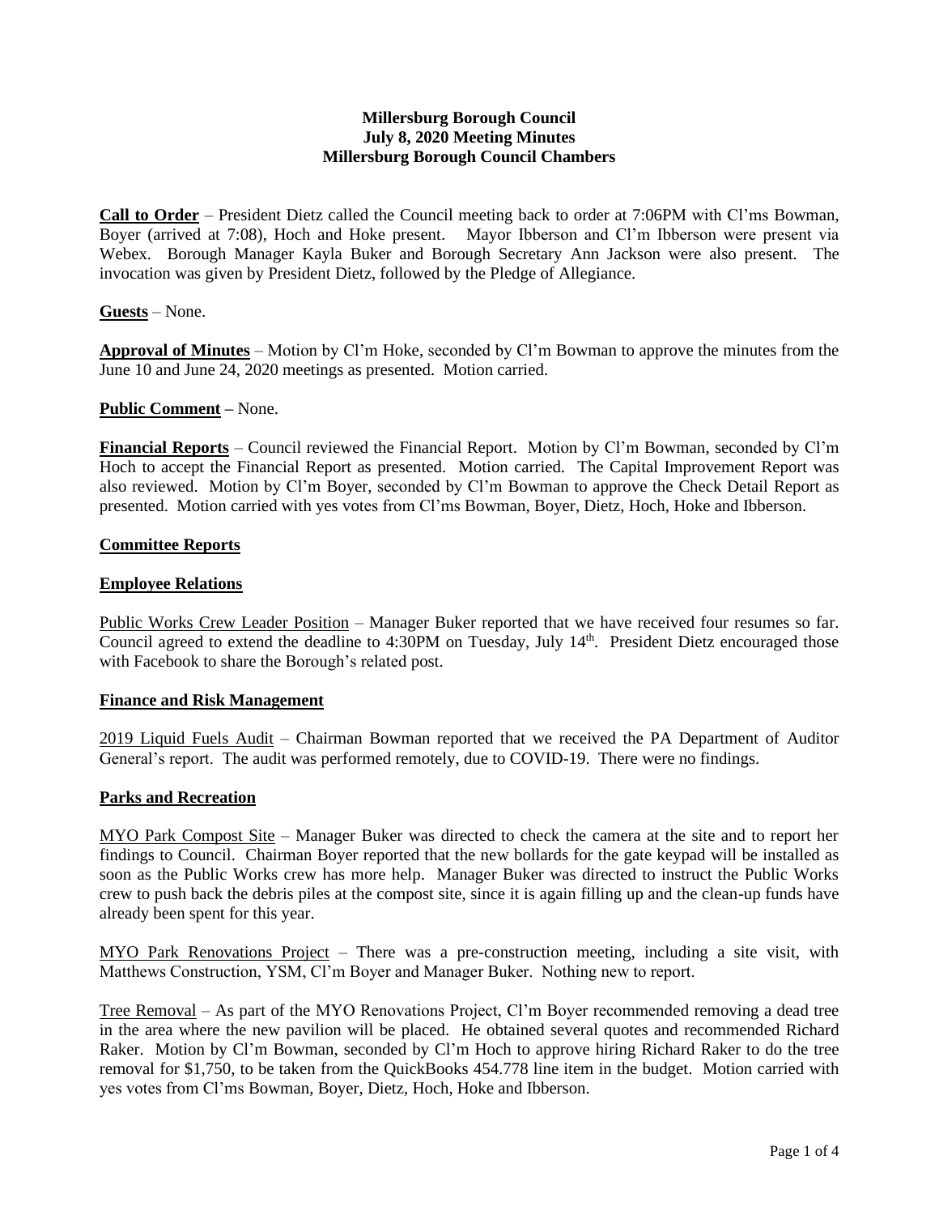**Millersburg Borough Council**
**July 8, 2020 Meeting Minutes**
**Millersburg Borough Council Chambers**

**Call to Order** – President Dietz called the Council meeting back to order at 7:06PM with Cl'ms Bowman, Boyer (arrived at 7:08), Hoch and Hoke present. Mayor Ibberson and Cl'm Ibberson were present via Webex. Borough Manager Kayla Buker and Borough Secretary Ann Jackson were also present. The invocation was given by President Dietz, followed by the Pledge of Allegiance.

**Guests** – None.

**Approval of Minutes** – Motion by Cl'm Hoke, seconded by Cl'm Bowman to approve the minutes from the June 10 and June 24, 2020 meetings as presented. Motion carried.

**Public Comment** – None.

**Financial Reports** – Council reviewed the Financial Report. Motion by Cl'm Bowman, seconded by Cl'm Hoch to accept the Financial Report as presented. Motion carried. The Capital Improvement Report was also reviewed. Motion by Cl'm Boyer, seconded by Cl'm Bowman to approve the Check Detail Report as presented. Motion carried with yes votes from Cl'ms Bowman, Boyer, Dietz, Hoch, Hoke and Ibberson.

**Committee Reports**

**Employee Relations**

Public Works Crew Leader Position – Manager Buker reported that we have received four resumes so far. Council agreed to extend the deadline to 4:30PM on Tuesday, July 14th. President Dietz encouraged those with Facebook to share the Borough's related post.

**Finance and Risk Management**

2019 Liquid Fuels Audit – Chairman Bowman reported that we received the PA Department of Auditor General's report. The audit was performed remotely, due to COVID-19. There were no findings.

**Parks and Recreation**

MYO Park Compost Site – Manager Buker was directed to check the camera at the site and to report her findings to Council. Chairman Boyer reported that the new bollards for the gate keypad will be installed as soon as the Public Works crew has more help. Manager Buker was directed to instruct the Public Works crew to push back the debris piles at the compost site, since it is again filling up and the clean-up funds have already been spent for this year.

MYO Park Renovations Project – There was a pre-construction meeting, including a site visit, with Matthews Construction, YSM, Cl'm Boyer and Manager Buker. Nothing new to report.

Tree Removal – As part of the MYO Renovations Project, Cl'm Boyer recommended removing a dead tree in the area where the new pavilion will be placed. He obtained several quotes and recommended Richard Raker. Motion by Cl'm Bowman, seconded by Cl'm Hoch to approve hiring Richard Raker to do the tree removal for $1,750, to be taken from the QuickBooks 454.778 line item in the budget. Motion carried with yes votes from Cl'ms Bowman, Boyer, Dietz, Hoch, Hoke and Ibberson.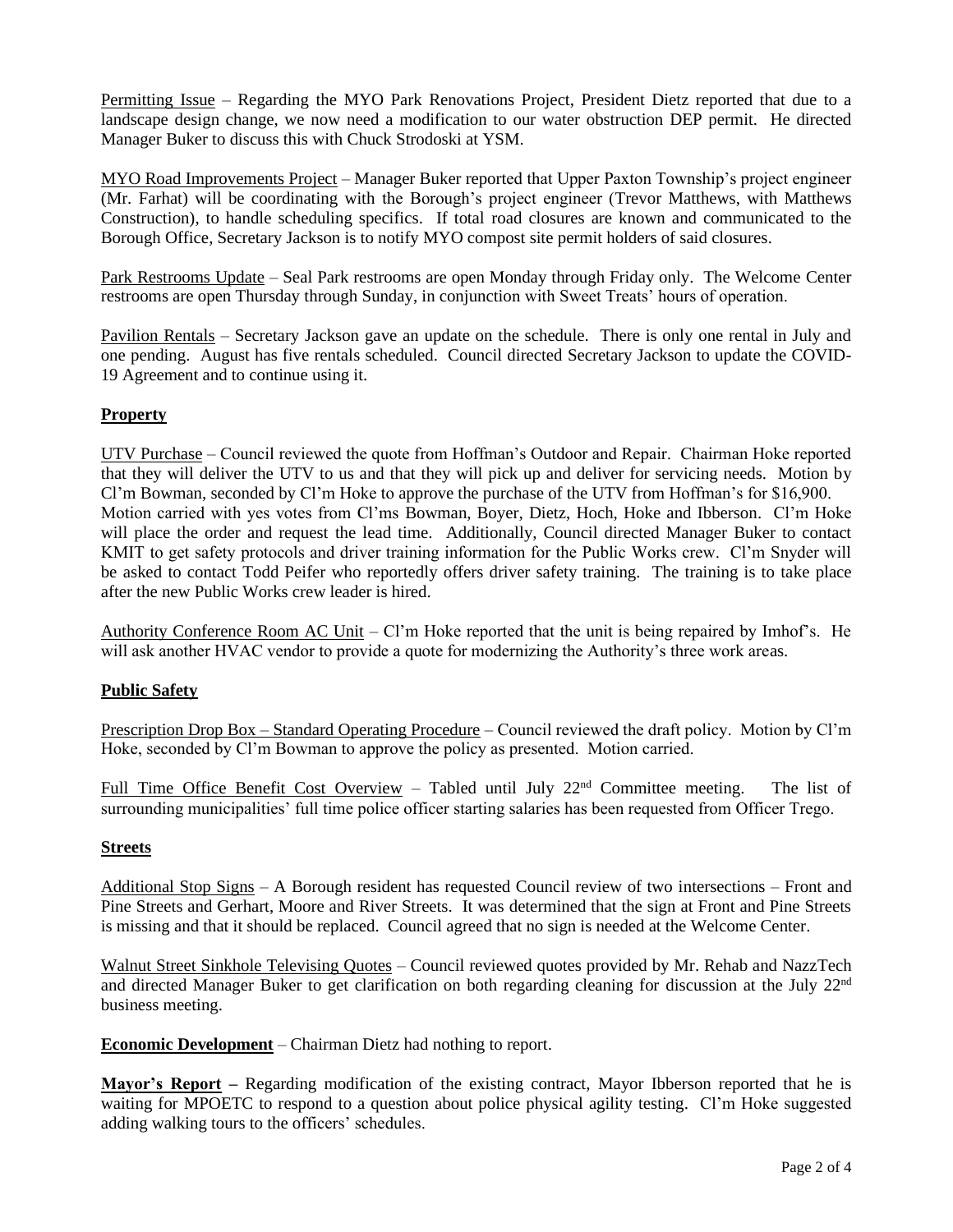Permitting Issue – Regarding the MYO Park Renovations Project, President Dietz reported that due to a landscape design change, we now need a modification to our water obstruction DEP permit. He directed Manager Buker to discuss this with Chuck Strodoski at YSM.

MYO Road Improvements Project – Manager Buker reported that Upper Paxton Township's project engineer (Mr. Farhat) will be coordinating with the Borough's project engineer (Trevor Matthews, with Matthews Construction), to handle scheduling specifics. If total road closures are known and communicated to the Borough Office, Secretary Jackson is to notify MYO compost site permit holders of said closures.

Park Restrooms Update – Seal Park restrooms are open Monday through Friday only. The Welcome Center restrooms are open Thursday through Sunday, in conjunction with Sweet Treats' hours of operation.

Pavilion Rentals – Secretary Jackson gave an update on the schedule. There is only one rental in July and one pending. August has five rentals scheduled. Council directed Secretary Jackson to update the COVID-19 Agreement and to continue using it.

## Property

UTV Purchase – Council reviewed the quote from Hoffman's Outdoor and Repair. Chairman Hoke reported that they will deliver the UTV to us and that they will pick up and deliver for servicing needs. Motion by Cl'm Bowman, seconded by Cl'm Hoke to approve the purchase of the UTV from Hoffman's for $16,900. Motion carried with yes votes from Cl'ms Bowman, Boyer, Dietz, Hoch, Hoke and Ibberson. Cl'm Hoke will place the order and request the lead time. Additionally, Council directed Manager Buker to contact KMIT to get safety protocols and driver training information for the Public Works crew. Cl'm Snyder will be asked to contact Todd Peifer who reportedly offers driver safety training. The training is to take place after the new Public Works crew leader is hired.

Authority Conference Room AC Unit – Cl'm Hoke reported that the unit is being repaired by Imhof's. He will ask another HVAC vendor to provide a quote for modernizing the Authority's three work areas.

## Public Safety

Prescription Drop Box – Standard Operating Procedure – Council reviewed the draft policy. Motion by Cl'm Hoke, seconded by Cl'm Bowman to approve the policy as presented. Motion carried.

Full Time Office Benefit Cost Overview – Tabled until July 22nd Committee meeting. The list of surrounding municipalities' full time police officer starting salaries has been requested from Officer Trego.

## Streets

Additional Stop Signs – A Borough resident has requested Council review of two intersections – Front and Pine Streets and Gerhart, Moore and River Streets. It was determined that the sign at Front and Pine Streets is missing and that it should be replaced. Council agreed that no sign is needed at the Welcome Center.

Walnut Street Sinkhole Televising Quotes – Council reviewed quotes provided by Mr. Rehab and NazzTech and directed Manager Buker to get clarification on both regarding cleaning for discussion at the July 22nd business meeting.

**Economic Development** – Chairman Dietz had nothing to report.

**Mayor's Report** – Regarding modification of the existing contract, Mayor Ibberson reported that he is waiting for MPOETC to respond to a question about police physical agility testing. Cl'm Hoke suggested adding walking tours to the officers' schedules.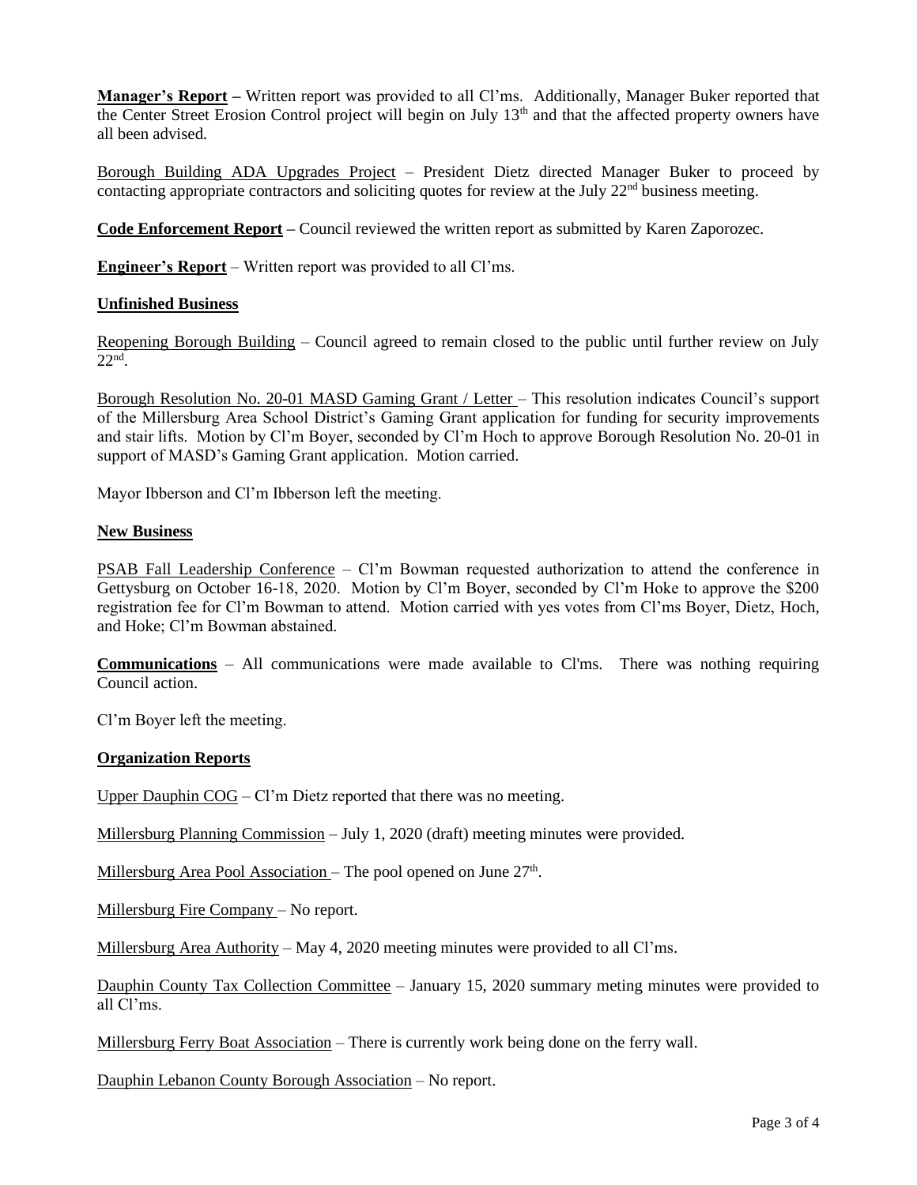**Manager's Report –** Written report was provided to all Cl'ms. Additionally, Manager Buker reported that the Center Street Erosion Control project will begin on July 13th and that the affected property owners have all been advised.

Borough Building ADA Upgrades Project – President Dietz directed Manager Buker to proceed by contacting appropriate contractors and soliciting quotes for review at the July 22nd business meeting.

**Code Enforcement Report –** Council reviewed the written report as submitted by Karen Zaporozec.

**Engineer's Report** – Written report was provided to all Cl'ms.

**Unfinished Business**

Reopening Borough Building – Council agreed to remain closed to the public until further review on July 22nd.

Borough Resolution No. 20-01 MASD Gaming Grant / Letter – This resolution indicates Council's support of the Millersburg Area School District's Gaming Grant application for funding for security improvements and stair lifts. Motion by Cl'm Boyer, seconded by Cl'm Hoch to approve Borough Resolution No. 20-01 in support of MASD's Gaming Grant application. Motion carried.

Mayor Ibberson and Cl'm Ibberson left the meeting.

**New Business**

PSAB Fall Leadership Conference – Cl'm Bowman requested authorization to attend the conference in Gettysburg on October 16-18, 2020. Motion by Cl'm Boyer, seconded by Cl'm Hoke to approve the $200 registration fee for Cl'm Bowman to attend. Motion carried with yes votes from Cl'ms Boyer, Dietz, Hoch, and Hoke; Cl'm Bowman abstained.

**Communications** – All communications were made available to Cl'ms. There was nothing requiring Council action.

Cl'm Boyer left the meeting.

**Organization Reports**

Upper Dauphin COG – Cl'm Dietz reported that there was no meeting.

Millersburg Planning Commission – July 1, 2020 (draft) meeting minutes were provided.

Millersburg Area Pool Association – The pool opened on June 27th.

Millersburg Fire Company – No report.

Millersburg Area Authority – May 4, 2020 meeting minutes were provided to all Cl'ms.

Dauphin County Tax Collection Committee – January 15, 2020 summary meting minutes were provided to all Cl'ms.

Millersburg Ferry Boat Association – There is currently work being done on the ferry wall.

Dauphin Lebanon County Borough Association – No report.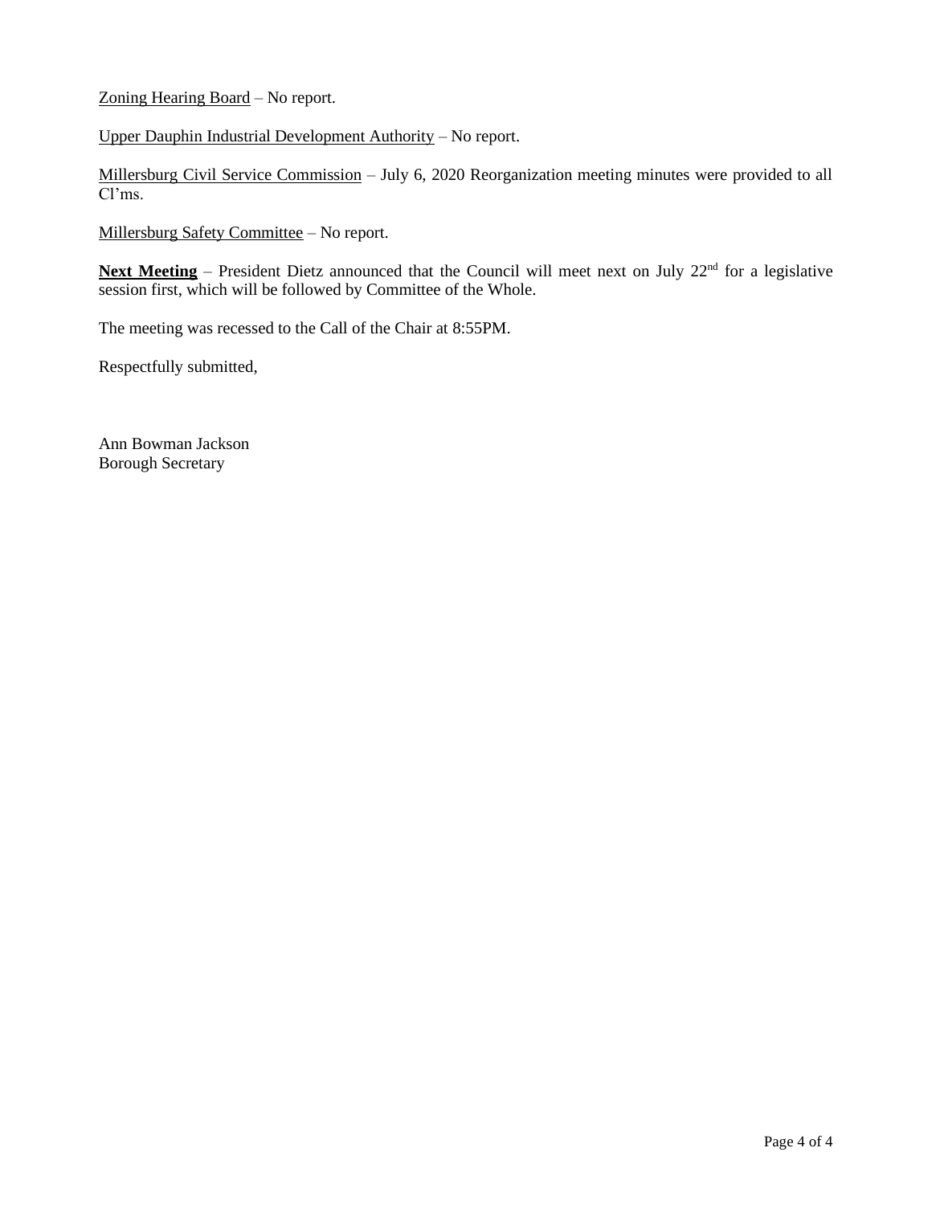Zoning Hearing Board – No report.

Upper Dauphin Industrial Development Authority – No report.

Millersburg Civil Service Commission – July 6, 2020 Reorganization meeting minutes were provided to all Cl'ms.

Millersburg Safety Committee – No report.

**Next Meeting** – President Dietz announced that the Council will meet next on July 22nd for a legislative session first, which will be followed by Committee of the Whole.

The meeting was recessed to the Call of the Chair at 8:55PM.

Respectfully submitted,

Ann Bowman Jackson  
Borough Secretary